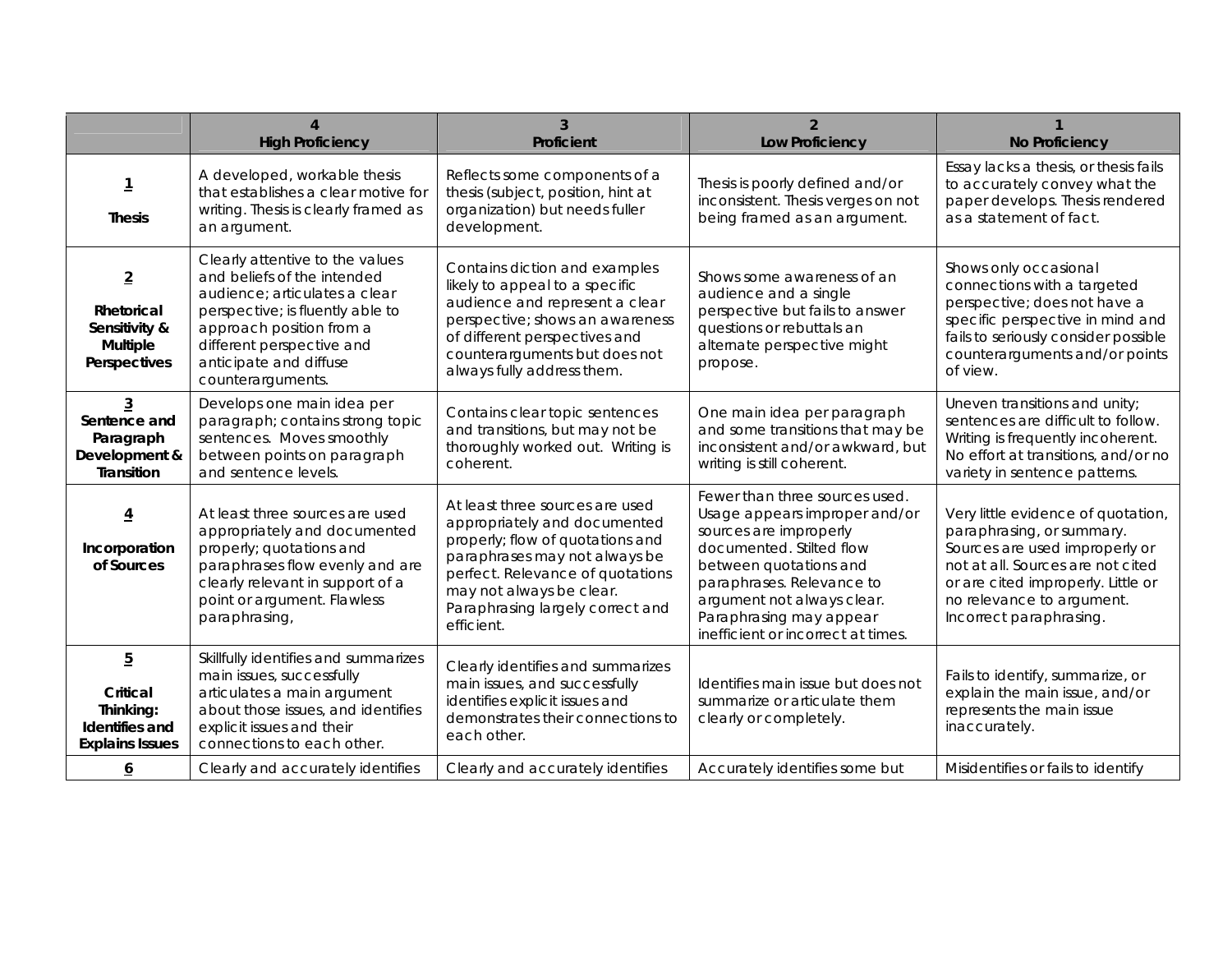| | 4<br>**High Proficiency** | 3<br>**Proficient** | 2<br>**Low Proficiency** | 1<br>**No Proficiency** |
|---|---|---|---|---|
| **1**<br><br>**Thesis** | A developed, workable thesis that establishes a clear motive for writing. Thesis is clearly framed as an argument. | Reflects some components of a thesis (subject, position, hint at organization) but needs fuller development. | Thesis is poorly defined and/or inconsistent. Thesis verges on not being framed as an argument. | Essay lacks a thesis, or thesis fails to accurately convey what the paper develops. Thesis rendered as a statement of fact. |
| **2**<br><br>**Rhetorical Sensitivity & Multiple Perspectives** | Clearly attentive to the values and beliefs of the intended audience; articulates a clear perspective; is fluently able to approach position from a different perspective and anticipate and diffuse counterarguments. | Contains diction and examples likely to appeal to a specific audience and represent a clear perspective; shows an awareness of different perspectives and counterarguments but does not always fully address them. | Shows some awareness of an audience and a single perspective but fails to answer questions or rebuttals an alternate perspective might propose. | Shows only occasional connections with a targeted perspective; does not have a specific perspective in mind and fails to seriously consider possible counterarguments and/or points of view. |
| **3**<br>**Sentence and Paragraph Development & Transition** | Develops one main idea per paragraph; contains strong topic sentences. Moves smoothly between points on paragraph and sentence levels. | Contains clear topic sentences and transitions, but may not be thoroughly worked out. Writing is coherent. | One main idea per paragraph and some transitions that may be inconsistent and/or awkward, but writing is still coherent. | Uneven transitions and unity; sentences are difficult to follow. Writing is frequently incoherent. No effort at transitions, and/or no variety in sentence patterns. |
| **4**<br><br>**Incorporation of Sources** | At least three sources are used appropriately and documented properly; quotations and paraphrases flow evenly and are clearly relevant in support of a point or argument. Flawless paraphrasing, | At least three sources are used appropriately and documented properly; flow of quotations and paraphrases may not always be perfect. Relevance of quotations may not always be clear. Paraphrasing largely correct and efficient. | Fewer than three sources used. Usage appears improper and/or sources are improperly documented. Stilted flow between quotations and paraphrases. Relevance to argument not always clear. Paraphrasing may appear inefficient or incorrect at times. | Very little evidence of quotation, paraphrasing, or summary. Sources are used improperly or not at all. Sources are not cited or are cited improperly. Little or no relevance to argument. Incorrect paraphrasing. |
| **5**<br><br>**Critical Thinking: Identifies and Explains Issues** | Skillfully identifies and summarizes main issues, successfully articulates a main argument about those issues, and identifies explicit issues and their connections to each other. | Clearly identifies and summarizes main issues, and successfully identifies explicit issues and demonstrates their connections to each other. | Identifies main issue but does not summarize or articulate them clearly or completely. | Fails to identify, summarize, or explain the main issue, and/or represents the main issue inaccurately. |
| **6** | Clearly and accurately identifies | Clearly and accurately identifies | Accurately identifies some but | Misidentifies or fails to identify |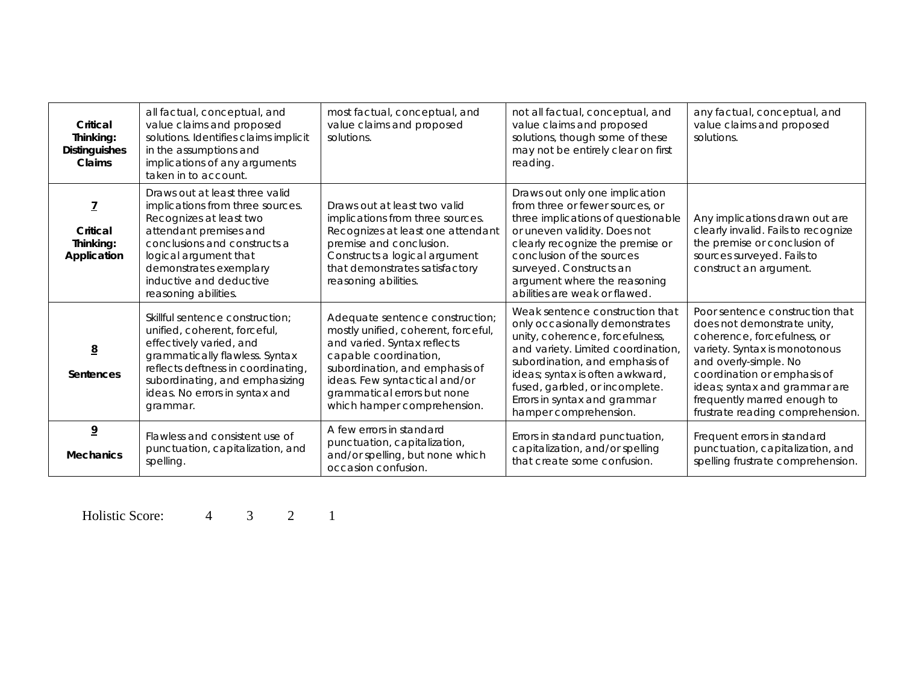| | | | | |
|---|---|---|---|---|
| **Critical Thinking: Distinguishes Claims** | all factual, conceptual, and value claims and proposed solutions. Identifies claims implicit in the assumptions and implications of any arguments taken in to account. | most factual, conceptual, and value claims and proposed solutions. | not all factual, conceptual, and value claims and proposed solutions, though some of these may not be entirely clear on first reading. | any factual, conceptual, and value claims and proposed solutions. |
| **<u>7</u> Critical Thinking: Application** | Draws out at least three valid implications from three sources. Recognizes at least two attendant premises and conclusions and constructs a logical argument that demonstrates exemplary inductive and deductive reasoning abilities. | Draws out at least two valid implications from three sources. Recognizes at least one attendant premise and conclusion. Constructs a logical argument that demonstrates satisfactory reasoning abilities. | Draws out only one implication from three or fewer sources, or three implications of questionable or uneven validity. Does not clearly recognize the premise or conclusion of the sources surveyed. Constructs an argument where the reasoning abilities are weak or flawed. | Any implications drawn out are clearly invalid. Fails to recognize the premise or conclusion of sources surveyed. Fails to construct an argument. |
| **<u>8</u> Sentences** | Skillful sentence construction; unified, coherent, forceful, effectively varied, and grammatically flawless. Syntax reflects deftness in coordinating, subordinating, and emphasizing ideas. No errors in syntax and grammar. | Adequate sentence construction; mostly unified, coherent, forceful, and varied. Syntax reflects capable coordination, subordination, and emphasis of ideas. Few syntactical and/or grammatical errors but none which hamper comprehension. | Weak sentence construction that only occasionally demonstrates unity, coherence, forcefulness, and variety. Limited coordination, subordination, and emphasis of ideas; syntax is often awkward, fused, garbled, or incomplete. Errors in syntax and grammar hamper comprehension. | Poor sentence construction that does not demonstrate unity, coherence, forcefulness, or variety. Syntax is monotonous and overly-simple. No coordination or emphasis of ideas; syntax and grammar are frequently marred enough to frustrate reading comprehension. |
| **<u>9</u> Mechanics** | Flawless and consistent use of punctuation, capitalization, and spelling. | A few errors in standard punctuation, capitalization, and/or spelling, but none which occasion confusion. | Errors in standard punctuation, capitalization, and/or spelling that create some confusion. | Frequent errors in standard punctuation, capitalization, and spelling frustrate comprehension. |

Holistic Score: 4 3 2 1